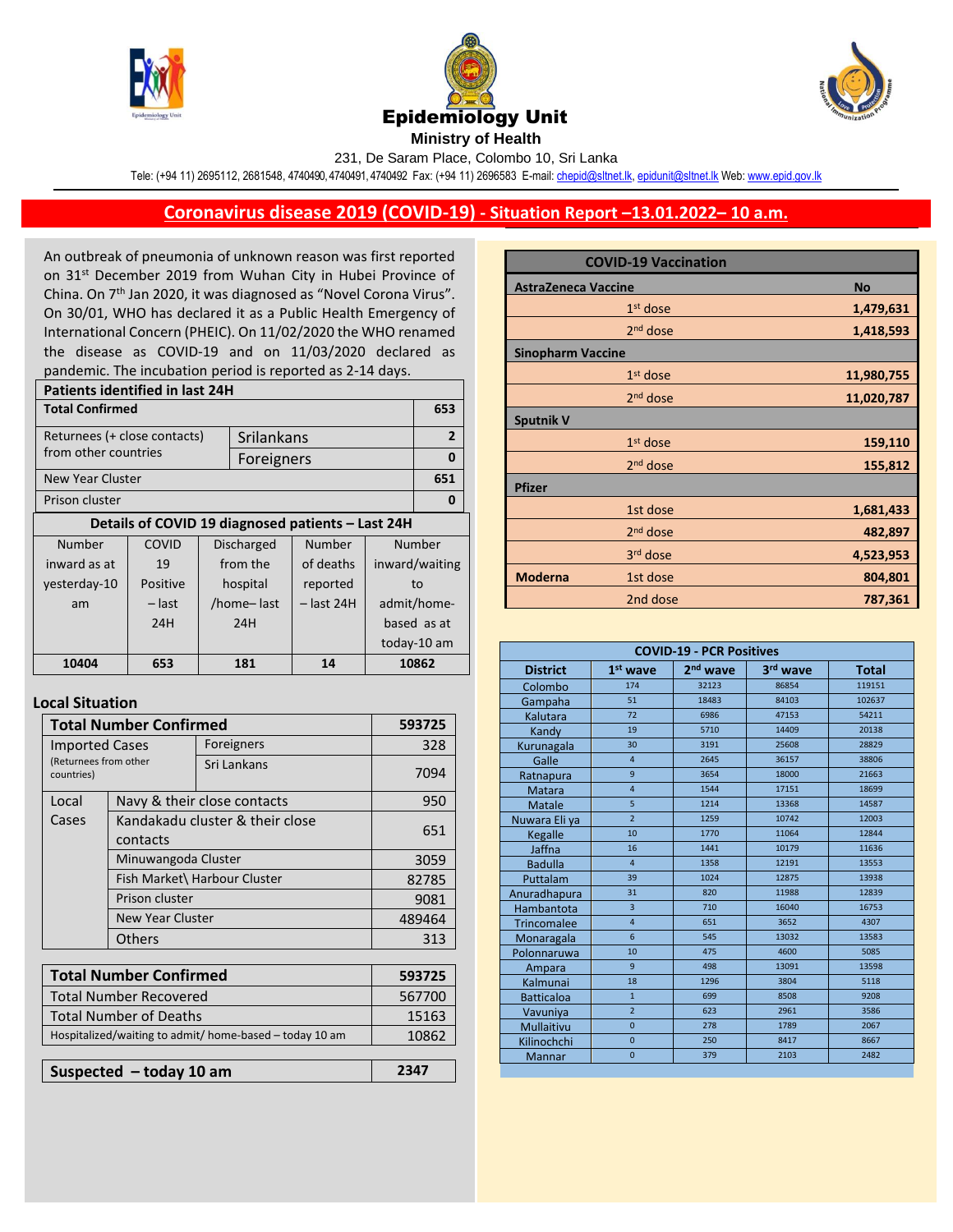# Epidemiology Unit

**Ministry of Health**

231, De Saram Place, Colombo 10, Sri Lanka

Tele: (+94 11) 2695112, 2681548, 4740490, 4740491, 4740492 Fax: (+94 11) 2696583 E-mail: chepid@sltnet.lk, epidunit@sltnet.lk Web: www.epid.gov.lk

## Coronavirus disease 2019 (COVID-19) - Situation Report –13.01.2022– 10 a.m.

An outbreak of pneumonia of unknown reason was first reported on 31st December 2019 from Wuhan City in Hubei Province of China. On 7th Jan 2020, it was diagnosed as "Novel Corona Virus". On 30/01, WHO has declared it as a Public Health Emergency of International Concern (PHEIC). On 11/02/2020 the WHO renamed the disease as COVID-19 and on 11/03/2020 declared as pandemic. The incubation period is reported as 2-14 days.

| Patients identified in last 24H | | |
|---|---|---|
| **Total Confirmed** | | **653** |
| Returnees (+ close contacts) from other countries | Srilankans | 2 |
| | Foreigners | 0 |
| New Year Cluster | | 651 |
| Prison cluster | | 0 |

**Details of COVID 19 diagnosed patients – Last 24H**

| Number inward as at yesterday-10 am | COVID 19 Positive – last 24H | Discharged from the hospital /home– last 24H | Number of deaths reported – last 24H | Number inward/waiting to admit/home-based as at today-10 am |
|---|---|---|---|---|
| **10404** | **653** | **181** | **14** | **10862** |

### Local Situation

| **Total Number Confirmed** | | **593725** |
|---|---|---|
| Imported Cases (Returnees from other countries) | Foreigners | 328 |
| | Sri Lankans | 7094 |
| Local Cases | Navy & their close contacts | 950 |
| | Kandakadu cluster & their close contacts | 651 |
| | Minuwangoda Cluster | 3059 |
| | Fish Market\ Harbour Cluster | 82785 |
| | Prison cluster | 9081 |
| | New Year Cluster | 489464 |
| | Others | 313 |

| | |
|---|---|
| **Total Number Confirmed** | **593725** |
| Total Number Recovered | 567700 |
| Total Number of Deaths | 15163 |
| Hospitalized/waiting to admit/ home-based – today 10 am | 10862 |

| | |
|---|---|
| **Suspected – today 10 am** | **2347** |

**COVID-19 Vaccination**

| | | No |
|---|---|---|
| **AstraZeneca Vaccine** | | |
| | 1st dose | 1,479,631 |
| | 2nd dose | 1,418,593 |
| **Sinopharm Vaccine** | | |
| | 1st dose | 11,980,755 |
| | 2nd dose | 11,020,787 |
| **Sputnik V** | | |
| | 1st dose | 159,110 |
| | 2nd dose | 155,812 |
| **Pfizer** | | |
| | 1st dose | 1,681,433 |
| | 2nd dose | 482,897 |
| | 3rd dose | 4,523,953 |
| **Moderna** | 1st dose | 804,801 |
| | 2nd dose | 787,361 |

**COVID-19 - PCR Positives**

| District | 1st wave | 2nd wave | 3rd wave | Total |
|---|---|---|---|---|
| Colombo | 174 | 32123 | 86854 | 119151 |
| Gampaha | 51 | 18483 | 84103 | 102637 |
| Kalutara | 72 | 6986 | 47153 | 54211 |
| Kandy | 19 | 5710 | 14409 | 20138 |
| Kurunagala | 30 | 3191 | 25608 | 28829 |
| Galle | 4 | 2645 | 36157 | 38806 |
| Ratnapura | 9 | 3654 | 18000 | 21663 |
| Matara | 4 | 1544 | 17151 | 18699 |
| Matale | 5 | 1214 | 13368 | 14587 |
| Nuwara Eli ya | 2 | 1259 | 10742 | 12003 |
| Kegalle | 10 | 1770 | 11064 | 12844 |
| Jaffna | 16 | 1441 | 10179 | 11636 |
| Badulla | 4 | 1358 | 12191 | 13553 |
| Puttalam | 39 | 1024 | 12875 | 13938 |
| Anuradhapura | 31 | 820 | 11988 | 12839 |
| Hambantota | 3 | 710 | 16040 | 16753 |
| Trincomalee | 4 | 651 | 3652 | 4307 |
| Monaragala | 6 | 545 | 13032 | 13583 |
| Polonnaruwa | 10 | 475 | 4600 | 5085 |
| Ampara | 9 | 498 | 13091 | 13598 |
| Kalmunai | 18 | 1296 | 3804 | 5118 |
| Batticaloa | 1 | 699 | 8508 | 9208 |
| Vavuniya | 2 | 623 | 2961 | 3586 |
| Mullaitivu | 0 | 278 | 1789 | 2067 |
| Kilinochchi | 0 | 250 | 8417 | 8667 |
| Mannar | 0 | 379 | 2103 | 2482 |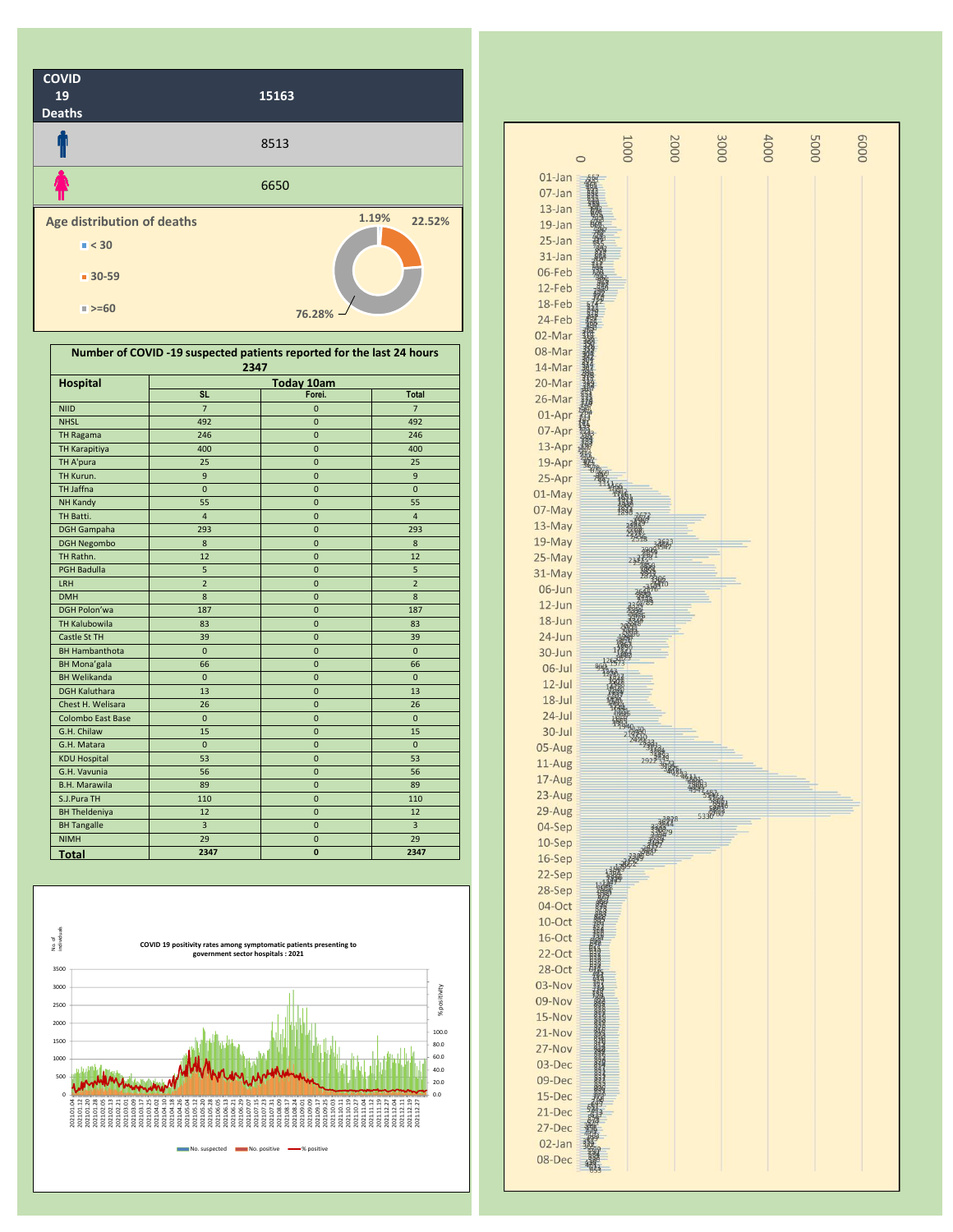| COVID 19 Deaths | 15163 |
|---|---|
| Male | 8513 |
| Female | 6650 |

**Age distribution of deaths**

< 30

30-59

>=60

1.19%

22.52%

76.28%

| Number of COVID -19 suspected patients reported for the last 24 hours 2347 | | | |
|---|---|---|---|
| Hospital | Today 10am | | |
| | SL | Forei. | Total |
| NIID | 7 | 0 | 7 |
| NHSL | 492 | 0 | 492 |
| TH Ragama | 246 | 0 | 246 |
| TH Karapitiya | 400 | 0 | 400 |
| TH A'pura | 25 | 0 | 25 |
| TH Kurun. | 9 | 0 | 9 |
| TH Jaffna | 0 | 0 | 0 |
| NH Kandy | 55 | 0 | 55 |
| TH Batti. | 4 | 0 | 4 |
| DGH Gampaha | 293 | 0 | 293 |
| DGH Negombo | 8 | 0 | 8 |
| TH Rathn. | 12 | 0 | 12 |
| PGH Badulla | 5 | 0 | 5 |
| LRH | 2 | 0 | 2 |
| DMH | 8 | 0 | 8 |
| DGH Polon'wa | 187 | 0 | 187 |
| TH Kalubowila | 83 | 0 | 83 |
| Castle St TH | 39 | 0 | 39 |
| BH Hambanthota | 0 | 0 | 0 |
| BH Mona'gala | 66 | 0 | 66 |
| BH Welikanda | 0 | 0 | 0 |
| DGH Kaluthara | 13 | 0 | 13 |
| Chest H. Welisara | 26 | 0 | 26 |
| Colombo East Base | 0 | 0 | 0 |
| G.H. Chilaw | 15 | 0 | 15 |
| G.H. Matara | 0 | 0 | 0 |
| KDU Hospital | 53 | 0 | 53 |
| G.H. Vavunia | 56 | 0 | 56 |
| B.H. Marawila | 89 | 0 | 89 |
| S.J.Pura TH | 110 | 0 | 110 |
| BH Theldeniya | 12 | 0 | 12 |
| BH Tangalle | 3 | 0 | 3 |
| NIMH | 29 | 0 | 29 |
| **Total** | **2347** | **0** | **2347** |

COVID 19 positivity rates among symptomatic patients presenting to government sector hospitals : 2021

No. of individuals

% positivity

No. suspected

No. positive

% positive